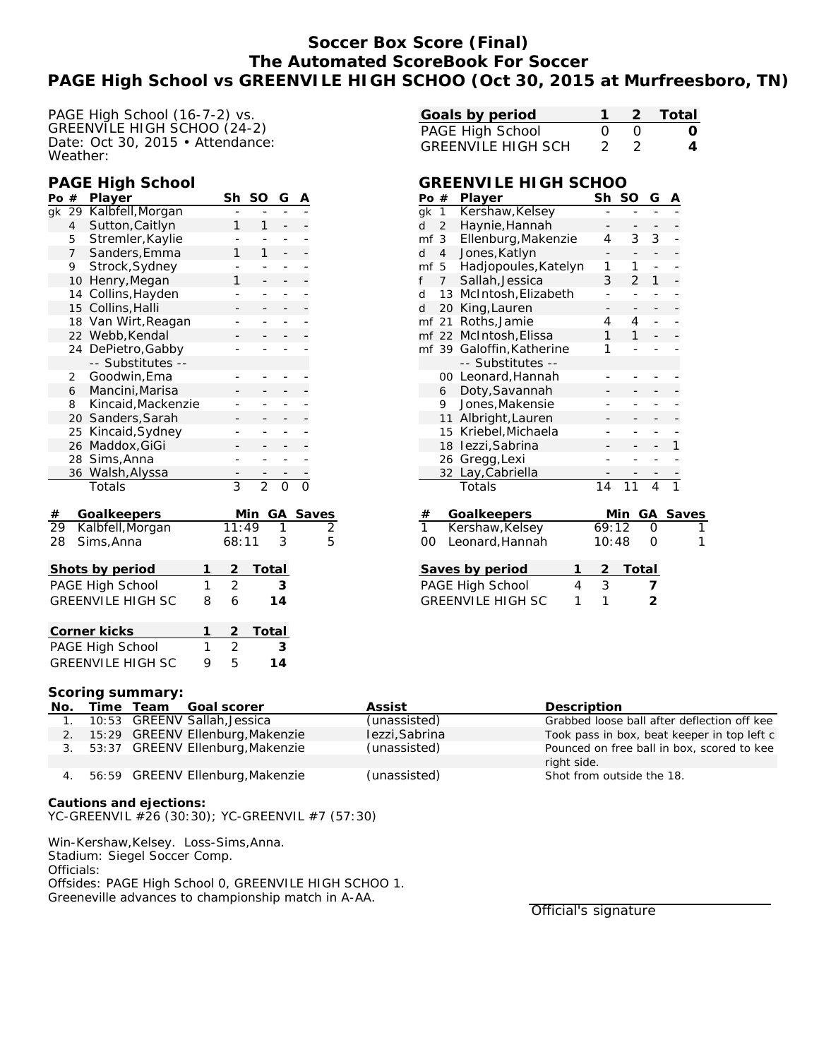# Soccer Box Score (Final)
## The Automated ScoreBook For Soccer
## PAGE High School vs GREENVILE HIGH SCHOO (Oct 30, 2015 at Murfreesboro, TN)

PAGE High School (16-7-2) vs.
GREENVILE HIGH SCHOO (24-2)
Date: Oct 30, 2015 • Attendance:
Weather:

| Goals by period | 1 | 2 | Total |
|---|---|---|---|
| PAGE High School | 0 | 0 | **0** |
| GREENVILE HIGH SCH | 2 | 2 | **4** |

### PAGE High School

| Po | # | Player | Sh | SO | G | A |
|---|---|---|---|---|---|---|
| gk | 29 | Kalbfell,Morgan | - | - | - | - |
| | 4 | Sutton,Caitlyn | 1 | 1 | - | - |
| | 5 | Stremler,Kaylie | - | - | - | - |
| | 7 | Sanders,Emma | 1 | 1 | - | - |
| | 9 | Strock,Sydney | - | - | - | - |
| | 10 | Henry,Megan | 1 | - | - | - |
| | 14 | Collins,Hayden | - | - | - | - |
| | 15 | Collins,Halli | - | - | - | - |
| | 18 | Van Wirt,Reagan | - | - | - | - |
| | 22 | Webb,Kendal | - | - | - | - |
| | 24 | DePietro,Gabby | - | - | - | - |
| | | -- Substitutes -- | | | | |
| | 2 | Goodwin,Ema | - | - | - | - |
| | 6 | Mancini,Marisa | - | - | - | - |
| | 8 | Kincaid,Mackenzie | - | - | - | - |
| | 20 | Sanders,Sarah | - | - | - | - |
| | 25 | Kincaid,Sydney | - | - | - | - |
| | 26 | Maddox,GiGi | - | - | - | - |
| | 28 | Sims,Anna | - | - | - | - |
| | 36 | Walsh,Alyssa | - | - | - | - |
| | | Totals | 3 | 2 | 0 | 0 |

| # | Goalkeepers | Min | GA | Saves |
|---|---|---|---|---|
| 29 | Kalbfell,Morgan | 11:49 | 1 | 2 |
| 28 | Sims,Anna | 68:11 | 3 | 5 |

| Shots by period | 1 | 2 | Total |
|---|---|---|---|
| PAGE High School | 1 | 2 | **3** |
| GREENVILE HIGH SC | 8 | 6 | **14** |

| Corner kicks | 1 | 2 | Total |
|---|---|---|---|
| PAGE High School | 1 | 2 | **3** |
| GREENVILE HIGH SC | 9 | 5 | **14** |

### GREENVILE HIGH SCHOO

| Po | # | Player | Sh | SO | G | A |
|---|---|---|---|---|---|---|
| gk | 1 | Kershaw,Kelsey | - | - | - | - |
| d | 2 | Haynie,Hannah | - | - | - | - |
| mf | 3 | Ellenburg,Makenzie | 4 | 3 | 3 | - |
| d | 4 | Jones,Katlyn | - | - | - | - |
| mf | 5 | Hadjopoules,Katelyn | 1 | 1 | - | - |
| f | 7 | Sallah,Jessica | 3 | 2 | 1 | - |
| d | 13 | McIntosh,Elizabeth | - | - | - | - |
| d | 20 | King,Lauren | - | - | - | - |
| mf | 21 | Roths,Jamie | 4 | 4 | - | - |
| mf | 22 | McIntosh,Elissa | 1 | 1 | - | - |
| mf | 39 | Galoffin,Katherine | 1 | - | - | - |
| | | -- Substitutes -- | | | | |
| | 00 | Leonard,Hannah | - | - | - | - |
| | 6 | Doty,Savannah | - | - | - | - |
| | 9 | Jones,Makensie | - | - | - | - |
| | 11 | Albright,Lauren | - | - | - | - |
| | 15 | Kriebel,Michaela | - | - | - | - |
| | 18 | Iezzi,Sabrina | - | - | - | 1 |
| | 26 | Gregg,Lexi | - | - | - | - |
| | 32 | Lay,Cabriella | - | - | - | - |
| | | Totals | 14 | 11 | 4 | 1 |

| # | Goalkeepers | Min | GA | Saves |
|---|---|---|---|---|
| 1 | Kershaw,Kelsey | 69:12 | 0 | 1 |
| 00 | Leonard,Hannah | 10:48 | 0 | 1 |

| Saves by period | 1 | 2 | Total |
|---|---|---|---|
| PAGE High School | 4 | 3 | **7** |
| GREENVILE HIGH SC | 1 | 1 | **2** |

**Scoring summary:**

| No. | Time | Team | Goal scorer | Assist | Description |
|---|---|---|---|---|---|
| 1. | 10:53 | GREENV | Sallah,Jessica | (unassisted) | Grabbed loose ball after deflection off kee |
| 2. | 15:29 | GREENV | Ellenburg,Makenzie | Iezzi,Sabrina | Took pass in box, beat keeper in top left c |
| 3. | 53:37 | GREENV | Ellenburg,Makenzie | (unassisted) | Pounced on free ball in box, scored to kee right side. |
| 4. | 56:59 | GREENV | Ellenburg,Makenzie | (unassisted) | Shot from outside the 18. |

**Cautions and ejections:**
YC-GREENVIL #26 (30:30); YC-GREENVIL #7 (57:30)

Win-Kershaw,Kelsey. Loss-Sims,Anna.
Stadium: Siegel Soccer Comp.
Officials:
Offsides: PAGE High School 0, GREENVILE HIGH SCHOO 1.
Greeneville advances to championship match in A-AA.

Official's signature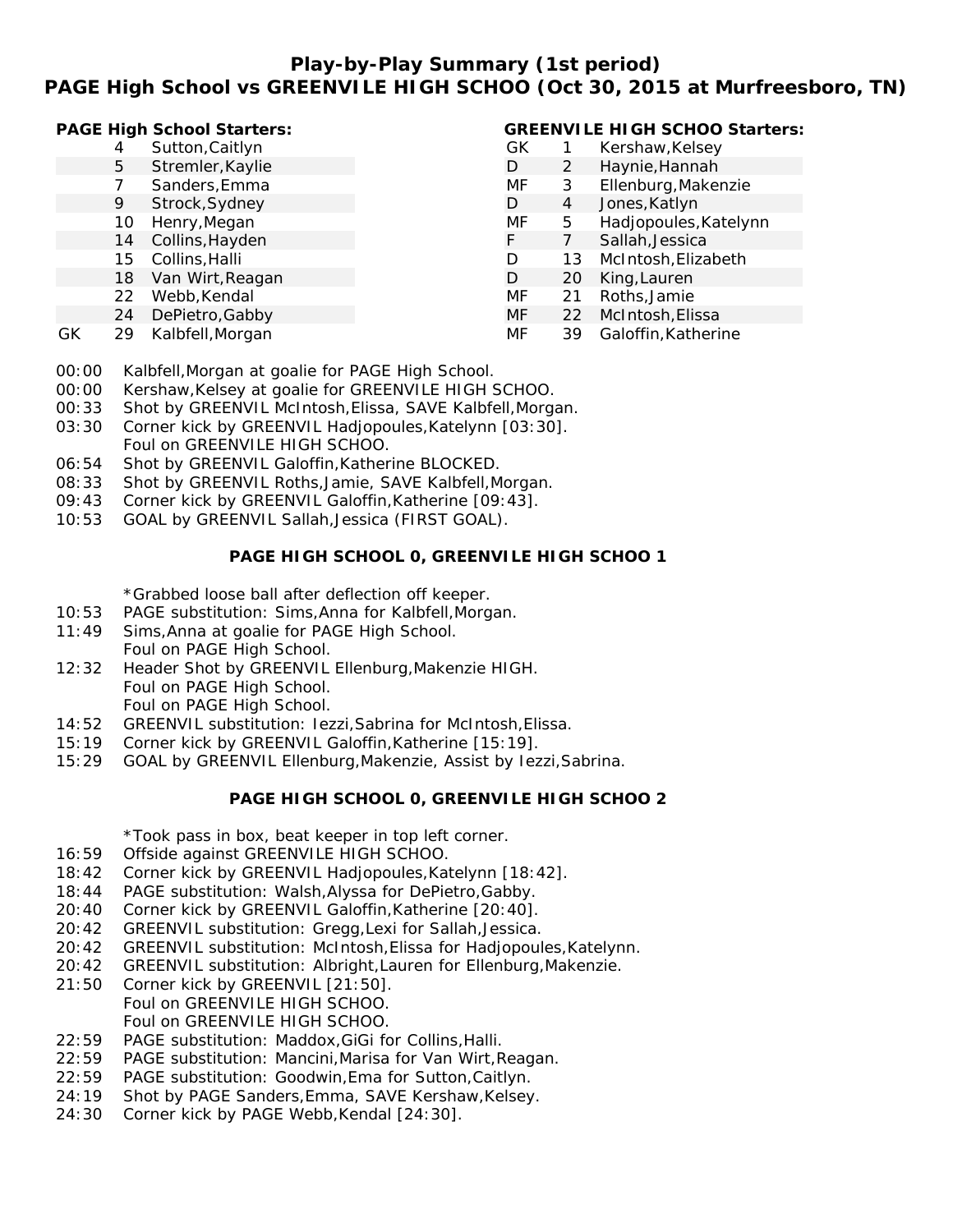# Play-by-Play Summary (1st period)
## PAGE High School vs GREENVILE HIGH SCHOO (Oct 30, 2015 at Murfreesboro, TN)

**PAGE High School Starters:**

| Pos | # | Name |
|---|---|---|
| | 4 | Sutton,Caitlyn |
| | 5 | Stremler,Kaylie |
| | 7 | Sanders,Emma |
| | 9 | Strock,Sydney |
| | 10 | Henry,Megan |
| | 14 | Collins,Hayden |
| | 15 | Collins,Halli |
| | 18 | Van Wirt,Reagan |
| | 22 | Webb,Kendal |
| | 24 | DePietro,Gabby |
| GK | 29 | Kalbfell,Morgan |

**GREENVILE HIGH SCHOO Starters:**

| Pos | # | Name |
|---|---|---|
| GK | 1 | Kershaw,Kelsey |
| D | 2 | Haynie,Hannah |
| MF | 3 | Ellenburg,Makenzie |
| D | 4 | Jones,Katlyn |
| MF | 5 | Hadjopoules,Katelynn |
| F | 7 | Sallah,Jessica |
| D | 13 | McIntosh,Elizabeth |
| D | 20 | King,Lauren |
| MF | 21 | Roths,Jamie |
| MF | 22 | McIntosh,Elissa |
| MF | 39 | Galoffin,Katherine |

00:00 Kalbfell,Morgan at goalie for PAGE High School.
00:00 Kershaw,Kelsey at goalie for GREENVILE HIGH SCHOO.
00:33 Shot by GREENVIL McIntosh,Elissa, SAVE Kalbfell,Morgan.
03:30 Corner kick by GREENVIL Hadjopoules,Katelynn [03:30].
Foul on GREENVILE HIGH SCHOO.
06:54 Shot by GREENVIL Galoffin,Katherine BLOCKED.
08:33 Shot by GREENVIL Roths,Jamie, SAVE Kalbfell,Morgan.
09:43 Corner kick by GREENVIL Galoffin,Katherine [09:43].
10:53 GOAL by GREENVIL Sallah,Jessica (FIRST GOAL).

**PAGE HIGH SCHOOL 0, GREENVILE HIGH SCHOO 1**

*Grabbed loose ball after deflection off keeper.
10:53 PAGE substitution: Sims,Anna for Kalbfell,Morgan.
11:49 Sims,Anna at goalie for PAGE High School.
Foul on PAGE High School.
12:32 Header Shot by GREENVIL Ellenburg,Makenzie HIGH.
Foul on PAGE High School.
Foul on PAGE High School.
14:52 GREENVIL substitution: Iezzi,Sabrina for McIntosh,Elissa.
15:19 Corner kick by GREENVIL Galoffin,Katherine [15:19].
15:29 GOAL by GREENVIL Ellenburg,Makenzie, Assist by Iezzi,Sabrina.

**PAGE HIGH SCHOOL 0, GREENVILE HIGH SCHOO 2**

*Took pass in box, beat keeper in top left corner.
16:59 Offside against GREENVILE HIGH SCHOO.
18:42 Corner kick by GREENVIL Hadjopoules,Katelynn [18:42].
18:44 PAGE substitution: Walsh,Alyssa for DePietro,Gabby.
20:40 Corner kick by GREENVIL Galoffin,Katherine [20:40].
20:42 GREENVIL substitution: Gregg,Lexi for Sallah,Jessica.
20:42 GREENVIL substitution: McIntosh,Elissa for Hadjopoules,Katelynn.
20:42 GREENVIL substitution: Albright,Lauren for Ellenburg,Makenzie.
21:50 Corner kick by GREENVIL [21:50].
Foul on GREENVILE HIGH SCHOO.
Foul on GREENVILE HIGH SCHOO.
22:59 PAGE substitution: Maddox,GiGi for Collins,Halli.
22:59 PAGE substitution: Mancini,Marisa for Van Wirt,Reagan.
22:59 PAGE substitution: Goodwin,Ema for Sutton,Caitlyn.
24:19 Shot by PAGE Sanders,Emma, SAVE Kershaw,Kelsey.
24:30 Corner kick by PAGE Webb,Kendal [24:30].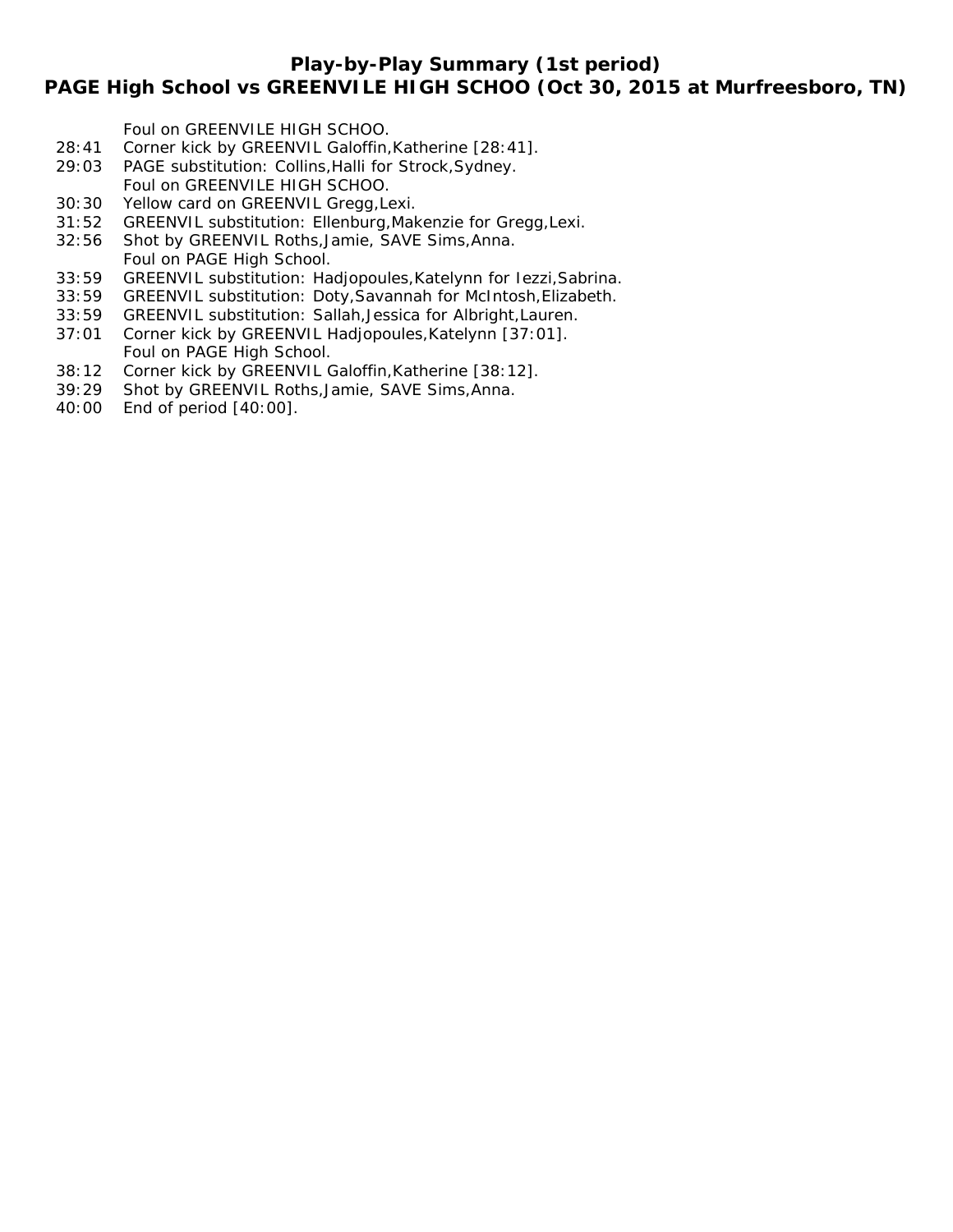# Play-by-Play Summary (1st period)
## PAGE High School vs GREENVILE HIGH SCHOO (Oct 30, 2015 at Murfreesboro, TN)

| Time | Play |
| --- | --- |
| | Foul on GREENVILE HIGH SCHOO. |
| 28:41 | Corner kick by GREENVIL Galoffin,Katherine [28:41]. |
| 29:03 | PAGE substitution: Collins,Halli for Strock,Sydney. |
| | Foul on GREENVILE HIGH SCHOO. |
| 30:30 | Yellow card on GREENVIL Gregg,Lexi. |
| 31:52 | GREENVIL substitution: Ellenburg,Makenzie for Gregg,Lexi. |
| 32:56 | Shot by GREENVIL Roths,Jamie, SAVE Sims,Anna. |
| | Foul on PAGE High School. |
| 33:59 | GREENVIL substitution: Hadjopoules,Katelynn for Iezzi,Sabrina. |
| 33:59 | GREENVIL substitution: Doty,Savannah for McIntosh,Elizabeth. |
| 33:59 | GREENVIL substitution: Sallah,Jessica for Albright,Lauren. |
| 37:01 | Corner kick by GREENVIL Hadjopoules,Katelynn [37:01]. |
| | Foul on PAGE High School. |
| 38:12 | Corner kick by GREENVIL Galoffin,Katherine [38:12]. |
| 39:29 | Shot by GREENVIL Roths,Jamie, SAVE Sims,Anna. |
| 40:00 | End of period [40:00]. |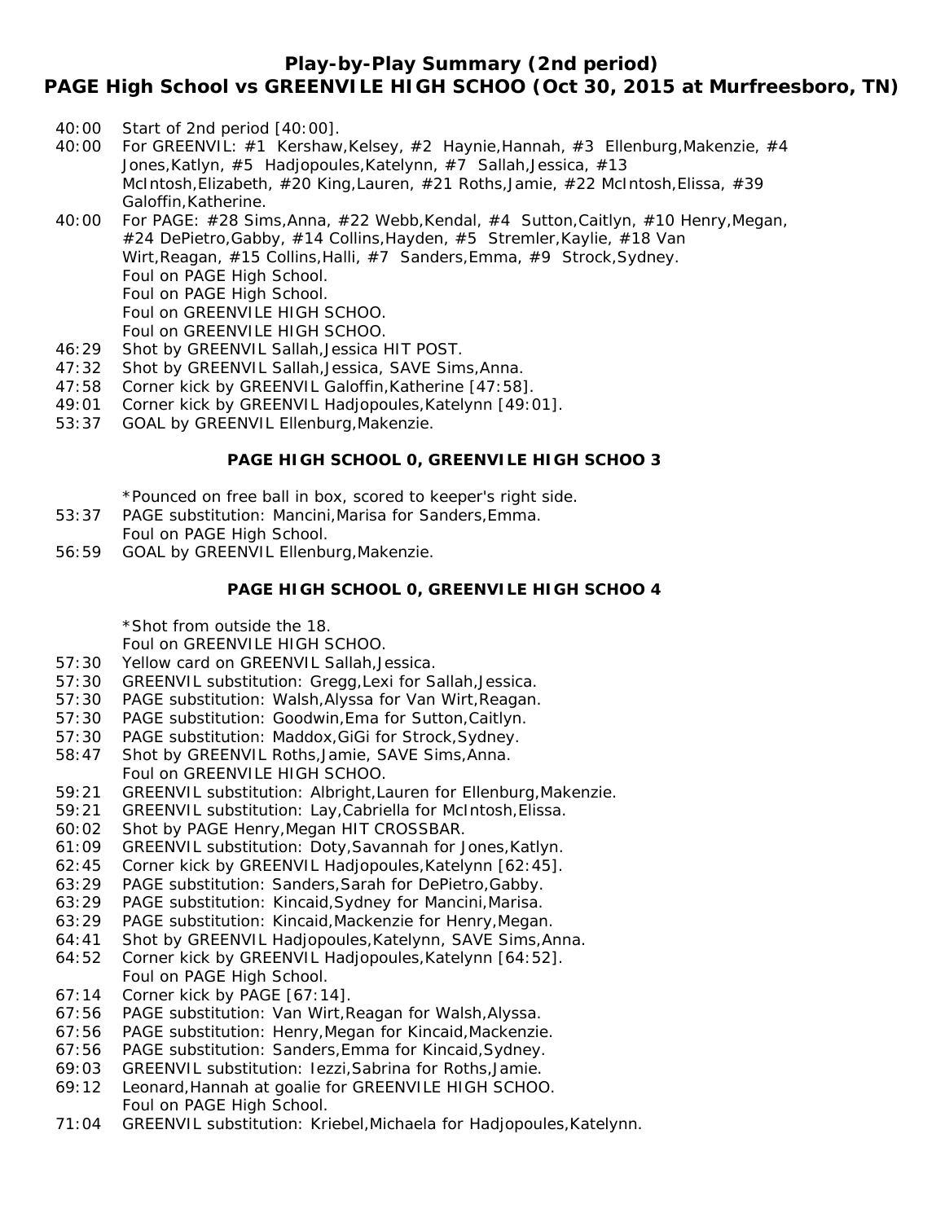# Play-by-Play Summary (2nd period)

## PAGE High School vs GREENVILE HIGH SCHOO (Oct 30, 2015 at Murfreesboro, TN)

40:00 Start of 2nd period [40:00].
40:00 For GREENVIL: #1 Kershaw,Kelsey, #2 Haynie,Hannah, #3 Ellenburg,Makenzie, #4 Jones,Katlyn, #5 Hadjopoules,Katelynn, #7 Sallah,Jessica, #13 McIntosh,Elizabeth, #20 King,Lauren, #21 Roths,Jamie, #22 McIntosh,Elissa, #39 Galoffin,Katherine.
40:00 For PAGE: #28 Sims,Anna, #22 Webb,Kendal, #4 Sutton,Caitlyn, #10 Henry,Megan, #24 DePietro,Gabby, #14 Collins,Hayden, #5 Stremler,Kaylie, #18 Van Wirt,Reagan, #15 Collins,Halli, #7 Sanders,Emma, #9 Strock,Sydney.
Foul on PAGE High School.
Foul on PAGE High School.
Foul on GREENVILE HIGH SCHOO.
Foul on GREENVILE HIGH SCHOO.
46:29 Shot by GREENVIL Sallah,Jessica HIT POST.
47:32 Shot by GREENVIL Sallah,Jessica, SAVE Sims,Anna.
47:58 Corner kick by GREENVIL Galoffin,Katherine [47:58].
49:01 Corner kick by GREENVIL Hadjopoules,Katelynn [49:01].
53:37 GOAL by GREENVIL Ellenburg,Makenzie.

**PAGE HIGH SCHOOL 0, GREENVILE HIGH SCHOO 3**

*Pounced on free ball in box, scored to keeper's right side.
53:37 PAGE substitution: Mancini,Marisa for Sanders,Emma.
Foul on PAGE High School.
56:59 GOAL by GREENVIL Ellenburg,Makenzie.

**PAGE HIGH SCHOOL 0, GREENVILE HIGH SCHOO 4**

*Shot from outside the 18.
Foul on GREENVILE HIGH SCHOO.
57:30 Yellow card on GREENVIL Sallah,Jessica.
57:30 GREENVIL substitution: Gregg,Lexi for Sallah,Jessica.
57:30 PAGE substitution: Walsh,Alyssa for Van Wirt,Reagan.
57:30 PAGE substitution: Goodwin,Ema for Sutton,Caitlyn.
57:30 PAGE substitution: Maddox,GiGi for Strock,Sydney.
58:47 Shot by GREENVIL Roths,Jamie, SAVE Sims,Anna.
Foul on GREENVILE HIGH SCHOO.
59:21 GREENVIL substitution: Albright,Lauren for Ellenburg,Makenzie.
59:21 GREENVIL substitution: Lay,Cabriella for McIntosh,Elissa.
60:02 Shot by PAGE Henry,Megan HIT CROSSBAR.
61:09 GREENVIL substitution: Doty,Savannah for Jones,Katlyn.
62:45 Corner kick by GREENVIL Hadjopoules,Katelynn [62:45].
63:29 PAGE substitution: Sanders,Sarah for DePietro,Gabby.
63:29 PAGE substitution: Kincaid,Sydney for Mancini,Marisa.
63:29 PAGE substitution: Kincaid,Mackenzie for Henry,Megan.
64:41 Shot by GREENVIL Hadjopoules,Katelynn, SAVE Sims,Anna.
64:52 Corner kick by GREENVIL Hadjopoules,Katelynn [64:52].
Foul on PAGE High School.
67:14 Corner kick by PAGE [67:14].
67:56 PAGE substitution: Van Wirt,Reagan for Walsh,Alyssa.
67:56 PAGE substitution: Henry,Megan for Kincaid,Mackenzie.
67:56 PAGE substitution: Sanders,Emma for Kincaid,Sydney.
69:03 GREENVIL substitution: Iezzi,Sabrina for Roths,Jamie.
69:12 Leonard,Hannah at goalie for GREENVILE HIGH SCHOO.
Foul on PAGE High School.
71:04 GREENVIL substitution: Kriebel,Michaela for Hadjopoules,Katelynn.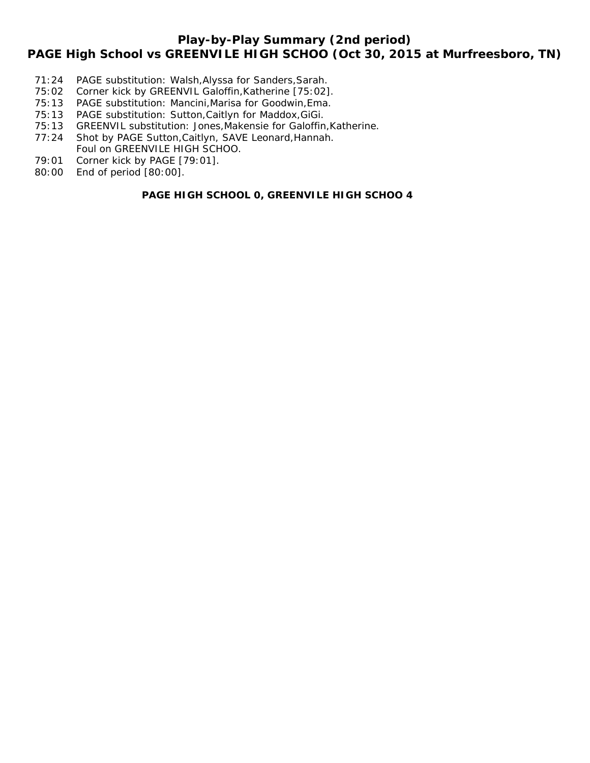## Play-by-Play Summary (2nd period)
## PAGE High School vs GREENVILE HIGH SCHOO (Oct 30, 2015 at Murfreesboro, TN)

| | |
|---|---|
| 71:24 | PAGE substitution: Walsh,Alyssa for Sanders,Sarah. |
| 75:02 | Corner kick by GREENVIL Galoffin,Katherine [75:02]. |
| 75:13 | PAGE substitution: Mancini,Marisa for Goodwin,Ema. |
| 75:13 | PAGE substitution: Sutton,Caitlyn for Maddox,GiGi. |
| 75:13 | GREENVIL substitution: Jones,Makensie for Galoffin,Katherine. |
| 77:24 | Shot by PAGE Sutton,Caitlyn, SAVE Leonard,Hannah. |
| | Foul on GREENVILE HIGH SCHOO. |
| 79:01 | Corner kick by PAGE [79:01]. |
| 80:00 | End of period [80:00]. |

**PAGE HIGH SCHOOL 0, GREENVILE HIGH SCHOO 4**